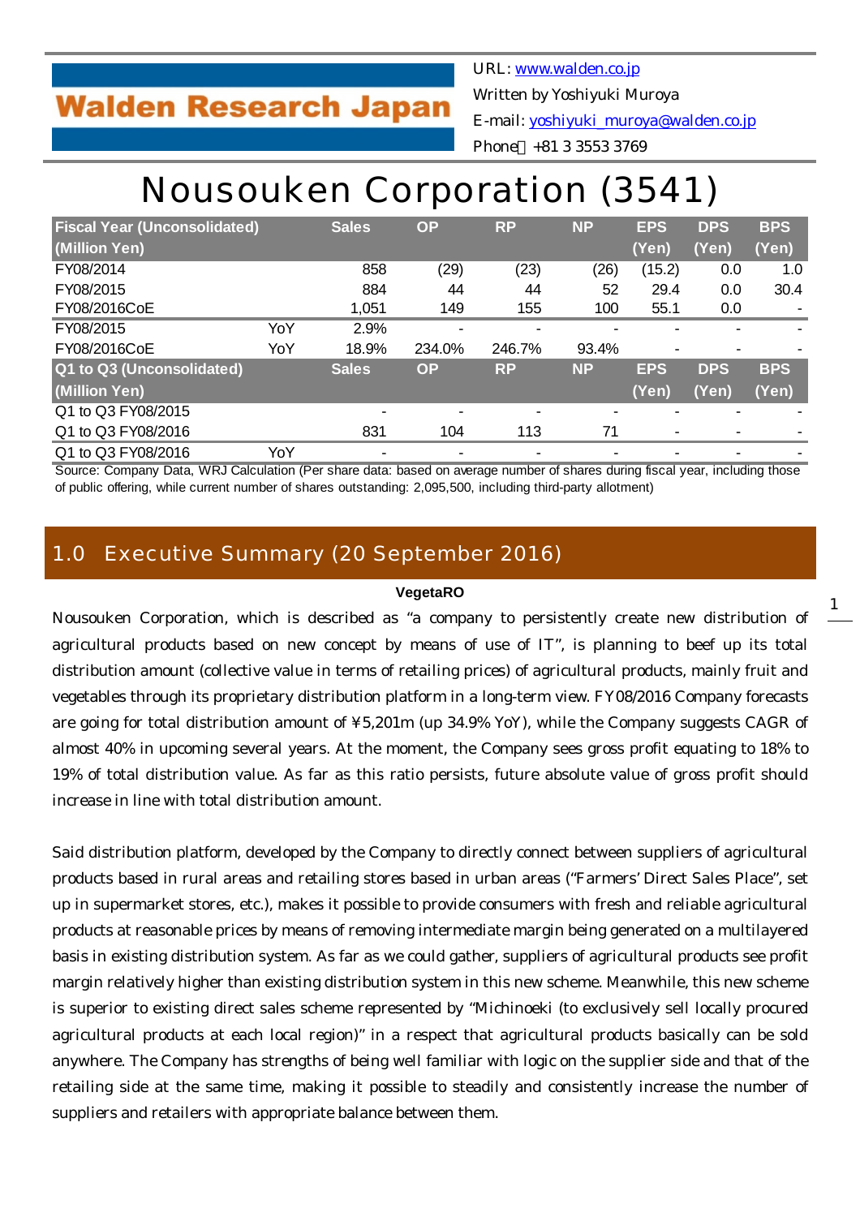Walden Research Japan

URL: www.walden.co.jp
Written by Yoshiyuki Muroya
E-mail: yoshiyuki_muroya@walden.co.jp
Phone：+81 3 3553 3769

# Nousouken Corporation (3541)

| Fiscal Year (Unconsolidated) (Million Yen) | | Sales | OP | RP | NP | EPS (Yen) | DPS (Yen) | BPS (Yen) |
|---|---|---|---|---|---|---|---|---|
| FY08/2014 | | 858 | (29) | (23) | (26) | (15.2) | 0.0 | 1.0 |
| FY08/2015 | | 884 | 44 | 44 | 52 | 29.4 | 0.0 | 30.4 |
| FY08/2016CoE | | 1,051 | 149 | 155 | 100 | 55.1 | 0.0 | - |
| FY08/2015 | YoY | 2.9% | - | - | - | - | - | - |
| FY08/2016CoE | YoY | 18.9% | 234.0% | 246.7% | 93.4% | - | - | - |
| **Q1 to Q3 (Unconsolidated) (Million Yen)** | | **Sales** | **OP** | **RP** | **NP** | **EPS (Yen)** | **DPS (Yen)** | **BPS (Yen)** |
| Q1 to Q3 FY08/2015 | | - | - | - | - | - | - | - |
| Q1 to Q3 FY08/2016 | | 831 | 104 | 113 | 71 | - | - | - |
| Q1 to Q3 FY08/2016 | YoY | - | - | - | - | - | - | - |

Source: Company Data, WRJ Calculation (Per share data: based on average number of shares during fiscal year, including those of public offering, while current number of shares outstanding: 2,095,500, including third-party allotment)

## 1.0 Executive Summary (20 September 2016)

**VegetaRO**

Nousouken Corporation, which is described as “a company to persistently create new distribution of agricultural products based on new concept by means of use of IT”, is planning to beef up its total distribution amount (collective value in terms of retailing prices) of agricultural products, mainly fruit and vegetables through its proprietary distribution platform in a long-term view. FY08/2016 Company forecasts are going for total distribution amount of ¥5,201m (up 34.9% YoY), while the Company suggests CAGR of almost 40% in upcoming several years. At the moment, the Company sees gross profit equating to 18% to 19% of total distribution value. As far as this ratio persists, future absolute value of gross profit should increase in line with total distribution amount.

Said distribution platform, developed by the Company to directly connect between suppliers of agricultural products based in rural areas and retailing stores based in urban areas (“Farmers’ Direct Sales Place”, set up in supermarket stores, etc.), makes it possible to provide consumers with fresh and reliable agricultural products at reasonable prices by means of removing intermediate margin being generated on a multilayered basis in existing distribution system. As far as we could gather, suppliers of agricultural products see profit margin relatively higher than existing distribution system in this new scheme. Meanwhile, this new scheme is superior to existing direct sales scheme represented by “Michinoeki (to exclusively sell locally procured agricultural products at each local region)” in a respect that agricultural products basically can be sold anywhere. The Company has strengths of being well familiar with logic on the supplier side and that of the retailing side at the same time, making it possible to steadily and consistently increase the number of suppliers and retailers with appropriate balance between them.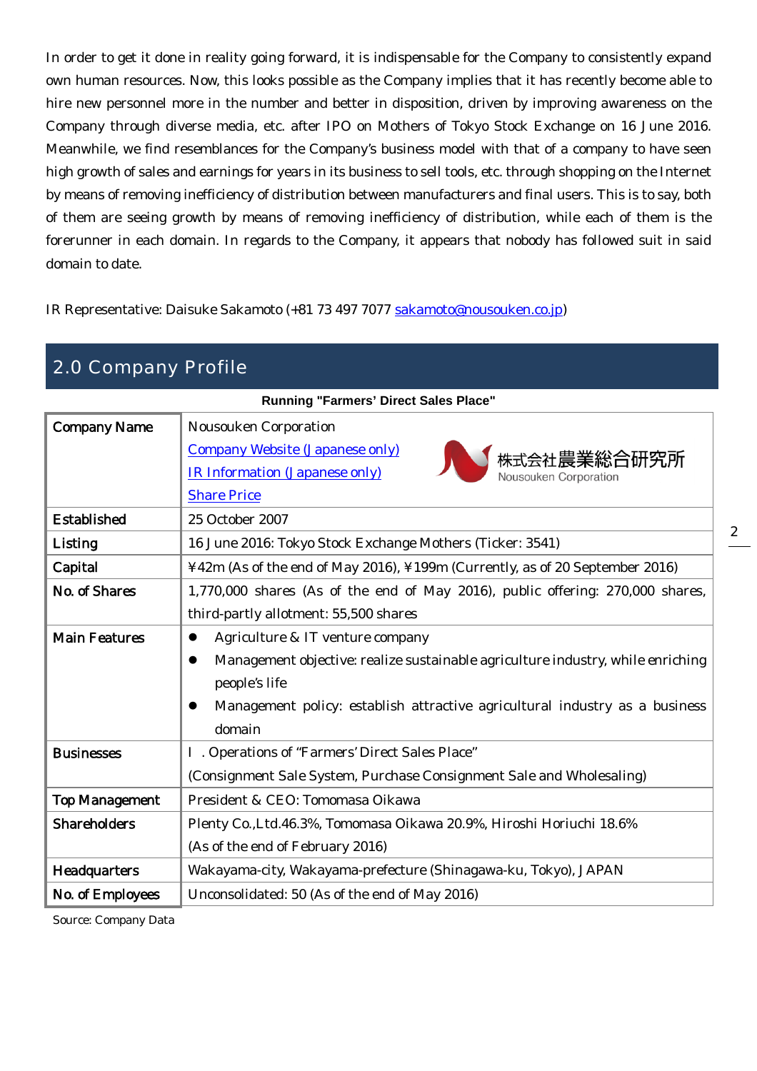In order to get it done in reality going forward, it is indispensable for the Company to consistently expand own human resources. Now, this looks possible as the Company implies that it has recently become able to hire new personnel more in the number and better in disposition, driven by improving awareness on the Company through diverse media, etc. after IPO on Mothers of Tokyo Stock Exchange on 16 June 2016. Meanwhile, we find resemblances for the Company's business model with that of a company to have seen high growth of sales and earnings for years in its business to sell tools, etc. through shopping on the Internet by means of removing inefficiency of distribution between manufacturers and final users. This is to say, both of them are seeing growth by means of removing inefficiency of distribution, while each of them is the forerunner in each domain. In regards to the Company, it appears that nobody has followed suit in said domain to date.

IR Representative: Daisuke Sakamoto (+81 73 497 7077 sakamoto@nousouken.co.jp)

## 2.0 Company Profile

**Running "Farmers' Direct Sales Place"**

| | |
|---|---|
| Company Name | Nousouken Corporation<br>Company Website (Japanese only)<br>IR Information (Japanese only)<br>Share Price<br>株式会社農業総合研究所 Nousouken Corporation |
| Established | 25 October 2007 |
| Listing | 16 June 2016: Tokyo Stock Exchange Mothers (Ticker: 3541) |
| Capital | ¥42m (As of the end of May 2016), ¥199m (Currently, as of 20 September 2016) |
| No. of Shares | 1,770,000 shares (As of the end of May 2016), public offering: 270,000 shares, third-partly allotment: 55,500 shares |
| Main Features | • Agriculture & IT venture company<br>• Management objective: realize sustainable agriculture industry, while enriching people's life<br>• Management policy: establish attractive agricultural industry as a business domain |
| Businesses | I . Operations of "Farmers' Direct Sales Place"<br>(Consignment Sale System, Purchase Consignment Sale and Wholesaling) |
| Top Management | President & CEO: Tomomasa Oikawa |
| Shareholders | Plenty Co.,Ltd.46.3%, Tomomasa Oikawa 20.9%, Hiroshi Horiuchi 18.6%<br>(As of the end of February 2016) |
| Headquarters | Wakayama-city, Wakayama-prefecture (Shinagawa-ku, Tokyo), JAPAN |
| No. of Employees | Unconsolidated: 50 (As of the end of May 2016) |

Source: Company Data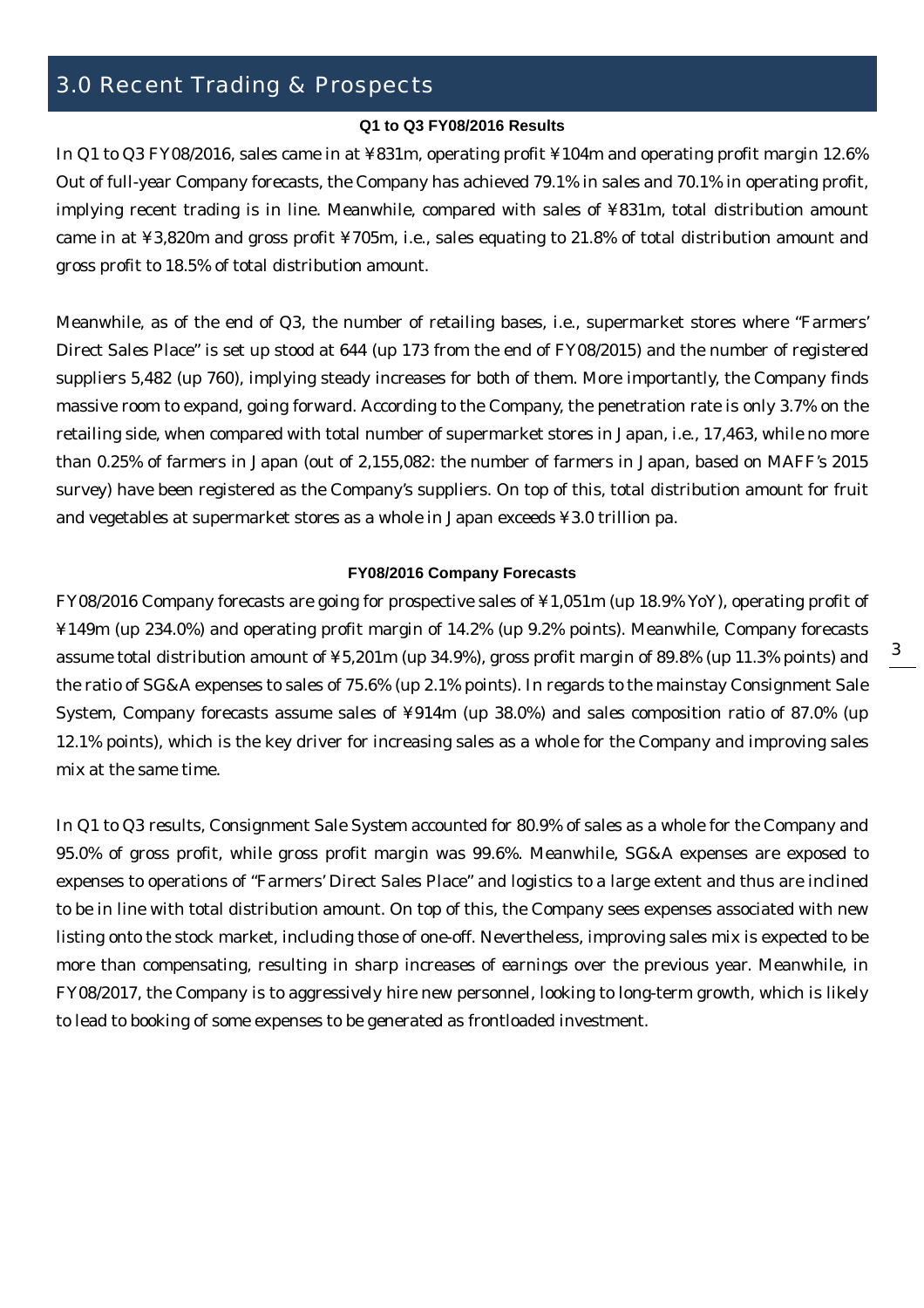## 3.0 Recent Trading & Prospects

### Q1 to Q3 FY08/2016 Results

In Q1 to Q3 FY08/2016, sales came in at ¥831m, operating profit ¥104m and operating profit margin 12.6% Out of full-year Company forecasts, the Company has achieved 79.1% in sales and 70.1% in operating profit, implying recent trading is in line. Meanwhile, compared with sales of ¥831m, total distribution amount came in at ¥3,820m and gross profit ¥705m, i.e., sales equating to 21.8% of total distribution amount and gross profit to 18.5% of total distribution amount.

Meanwhile, as of the end of Q3, the number of retailing bases, i.e., supermarket stores where "Farmers' Direct Sales Place" is set up stood at 644 (up 173 from the end of FY08/2015) and the number of registered suppliers 5,482 (up 760), implying steady increases for both of them. More importantly, the Company finds massive room to expand, going forward. According to the Company, the penetration rate is only 3.7% on the retailing side, when compared with total number of supermarket stores in Japan, i.e., 17,463, while no more than 0.25% of farmers in Japan (out of 2,155,082: the number of farmers in Japan, based on MAFF's 2015 survey) have been registered as the Company's suppliers. On top of this, total distribution amount for fruit and vegetables at supermarket stores as a whole in Japan exceeds ¥3.0 trillion pa.

### FY08/2016 Company Forecasts

FY08/2016 Company forecasts are going for prospective sales of ¥1,051m (up 18.9% YoY), operating profit of ¥149m (up 234.0%) and operating profit margin of 14.2% (up 9.2% points). Meanwhile, Company forecasts assume total distribution amount of ¥5,201m (up 34.9%), gross profit margin of 89.8% (up 11.3% points) and the ratio of SG&A expenses to sales of 75.6% (up 2.1% points). In regards to the mainstay Consignment Sale System, Company forecasts assume sales of ¥914m (up 38.0%) and sales composition ratio of 87.0% (up 12.1% points), which is the key driver for increasing sales as a whole for the Company and improving sales mix at the same time.

In Q1 to Q3 results, Consignment Sale System accounted for 80.9% of sales as a whole for the Company and 95.0% of gross profit, while gross profit margin was 99.6%. Meanwhile, SG&A expenses are exposed to expenses to operations of "Farmers' Direct Sales Place" and logistics to a large extent and thus are inclined to be in line with total distribution amount. On top of this, the Company sees expenses associated with new listing onto the stock market, including those of one-off. Nevertheless, improving sales mix is expected to be more than compensating, resulting in sharp increases of earnings over the previous year. Meanwhile, in FY08/2017, the Company is to aggressively hire new personnel, looking to long-term growth, which is likely to lead to booking of some expenses to be generated as frontloaded investment.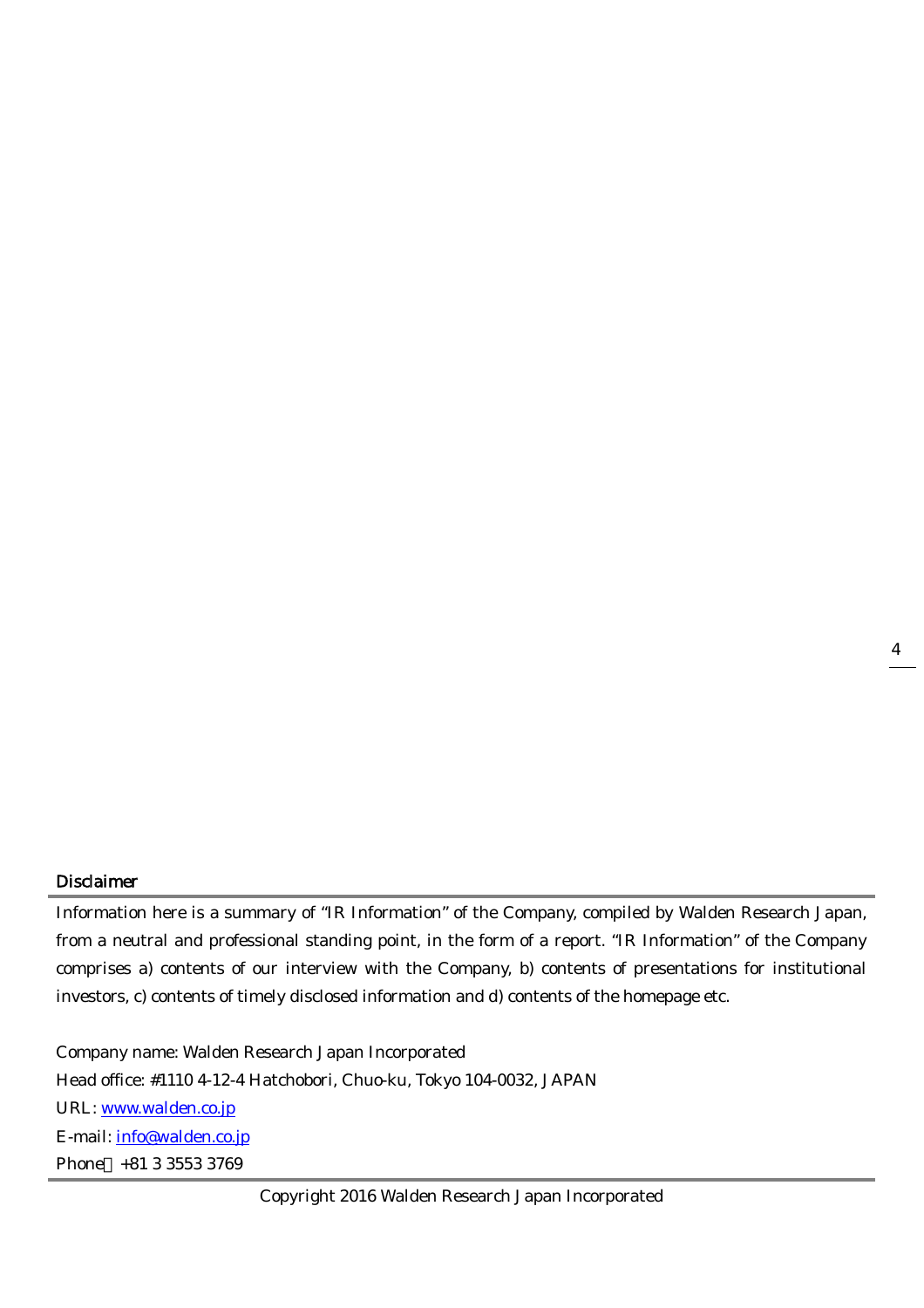## Disclaimer

Information here is a summary of "IR Information" of the Company, compiled by Walden Research Japan, from a neutral and professional standing point, in the form of a report. "IR Information" of the Company comprises a) contents of our interview with the Company, b) contents of presentations for institutional investors, c) contents of timely disclosed information and d) contents of the homepage etc.

Company name: Walden Research Japan Incorporated
Head office: #1110 4-12-4 Hatchobori, Chuo-ku, Tokyo 104-0032, JAPAN
URL: www.walden.co.jp
E-mail: info@walden.co.jp
Phone：+81 3 3553 3769

Copyright 2016 Walden Research Japan Incorporated